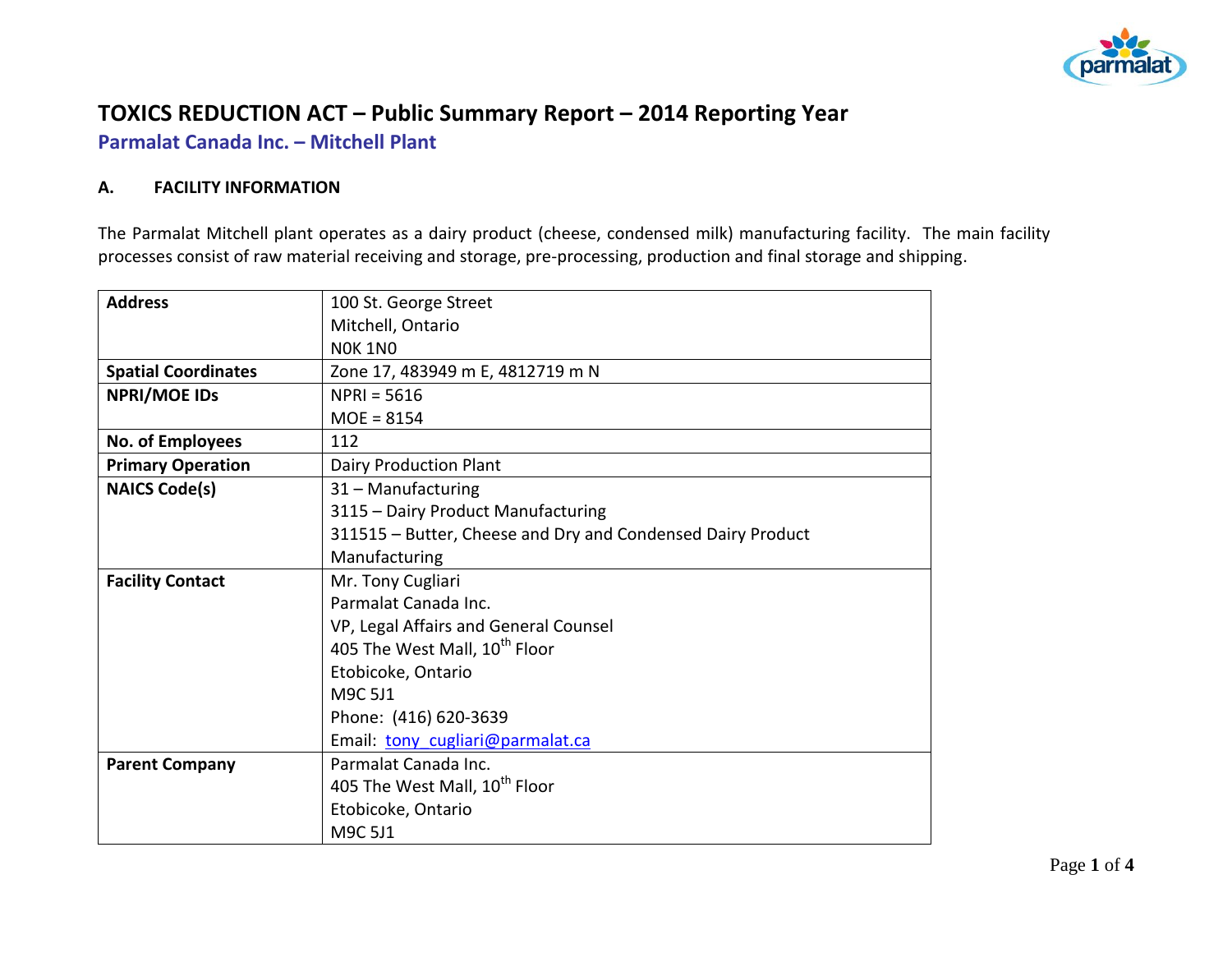# TOXICS REDUCTION ACT – Public Summary Report – 2014 Reporting Year

## Parmalat Canada Inc. – Mitchell Plant

### A. FACILITY INFORMATION

The Parmalat Mitchell plant operates as a dairy product (cheese, condensed milk) manufacturing facility. The main facility processes consist of raw material receiving and storage, pre-processing, production and final storage and shipping.

| | |
|---|---|
| **Address** | 100 St. George Street<br>Mitchell, Ontario<br>N0K 1N0 |
| **Spatial Coordinates** | Zone 17, 483949 m E, 4812719 m N |
| **NPRI/MOE IDs** | NPRI = 5616<br>MOE = 8154 |
| **No. of Employees** | 112 |
| **Primary Operation** | Dairy Production Plant |
| **NAICS Code(s)** | 31 – Manufacturing<br>3115 – Dairy Product Manufacturing<br>311515 – Butter, Cheese and Dry and Condensed Dairy Product Manufacturing |
| **Facility Contact** | Mr. Tony Cugliari<br>Parmalat Canada Inc.<br>VP, Legal Affairs and General Counsel<br>405 The West Mall, 10th Floor<br>Etobicoke, Ontario<br>M9C 5J1<br>Phone: (416) 620-3639<br>Email: tony_cugliari@parmalat.ca |
| **Parent Company** | Parmalat Canada Inc.<br>405 The West Mall, 10th Floor<br>Etobicoke, Ontario<br>M9C 5J1 |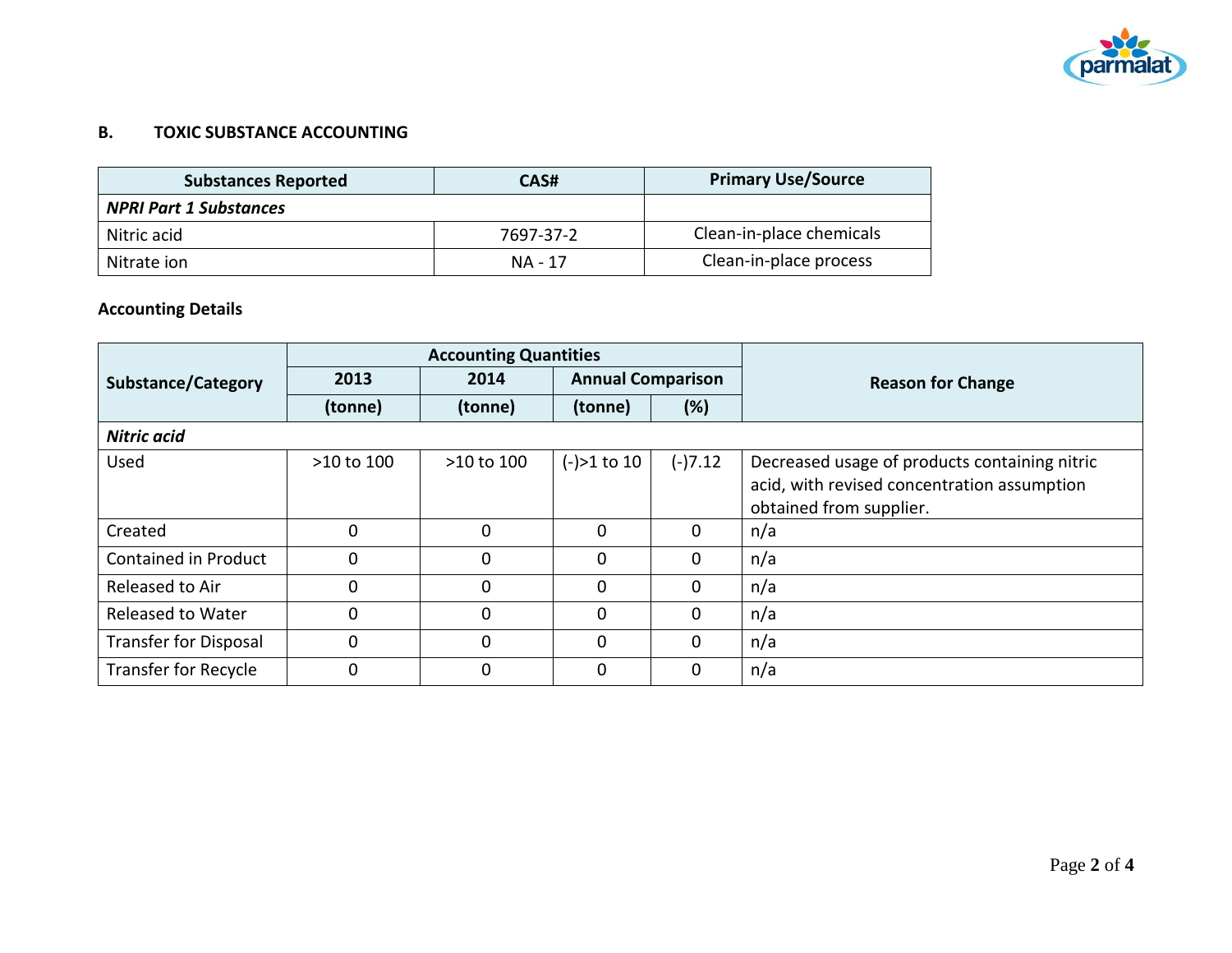## B. TOXIC SUBSTANCE ACCOUNTING

| Substances Reported | CAS# | Primary Use/Source |
|---|---|---|
| ***NPRI Part 1 Substances*** | | |
| Nitric acid | 7697-37-2 | Clean-in-place chemicals |
| Nitrate ion | NA - 17 | Clean-in-place process |

**Accounting Details**

| Substance/Category | Accounting Quantities | | | | Reason for Change |
|---|---|---|---|---|---|
| | 2013 | 2014 | Annual Comparison | | |
| | (tonne) | (tonne) | (tonne) | (%) | |
| ***Nitric acid*** | | | | | |
| Used | >10 to 100 | >10 to 100 | (-)>1 to 10 | (-)7.12 | Decreased usage of products containing nitric acid, with revised concentration assumption obtained from supplier. |
| Created | 0 | 0 | 0 | 0 | n/a |
| Contained in Product | 0 | 0 | 0 | 0 | n/a |
| Released to Air | 0 | 0 | 0 | 0 | n/a |
| Released to Water | 0 | 0 | 0 | 0 | n/a |
| Transfer for Disposal | 0 | 0 | 0 | 0 | n/a |
| Transfer for Recycle | 0 | 0 | 0 | 0 | n/a |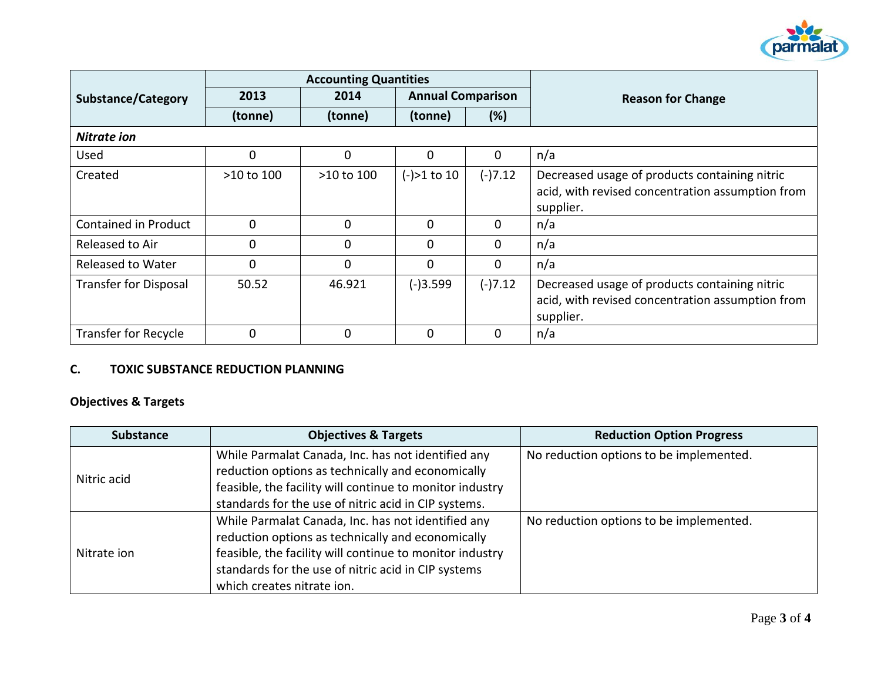| Substance/Category | Accounting Quantities | | | | Reason for Change |
|---|---|---|---|---|---|
| | 2013 | 2014 | Annual Comparison | | |
| | (tonne) | (tonne) | (tonne) | (%) | |
| ***Nitrate ion*** | | | | | |
| Used | 0 | 0 | 0 | 0 | n/a |
| Created | >10 to 100 | >10 to 100 | (-)>1 to 10 | (-)7.12 | Decreased usage of products containing nitric acid, with revised concentration assumption from supplier. |
| Contained in Product | 0 | 0 | 0 | 0 | n/a |
| Released to Air | 0 | 0 | 0 | 0 | n/a |
| Released to Water | 0 | 0 | 0 | 0 | n/a |
| Transfer for Disposal | 50.52 | 46.921 | (-)3.599 | (-)7.12 | Decreased usage of products containing nitric acid, with revised concentration assumption from supplier. |
| Transfer for Recycle | 0 | 0 | 0 | 0 | n/a |

## C. TOXIC SUBSTANCE REDUCTION PLANNING

### Objectives & Targets

| Substance | Objectives & Targets | Reduction Option Progress |
|---|---|---|
| Nitric acid | While Parmalat Canada, Inc. has not identified any reduction options as technically and economically feasible, the facility will continue to monitor industry standards for the use of nitric acid in CIP systems. | No reduction options to be implemented. |
| Nitrate ion | While Parmalat Canada, Inc. has not identified any reduction options as technically and economically feasible, the facility will continue to monitor industry standards for the use of nitric acid in CIP systems which creates nitrate ion. | No reduction options to be implemented. |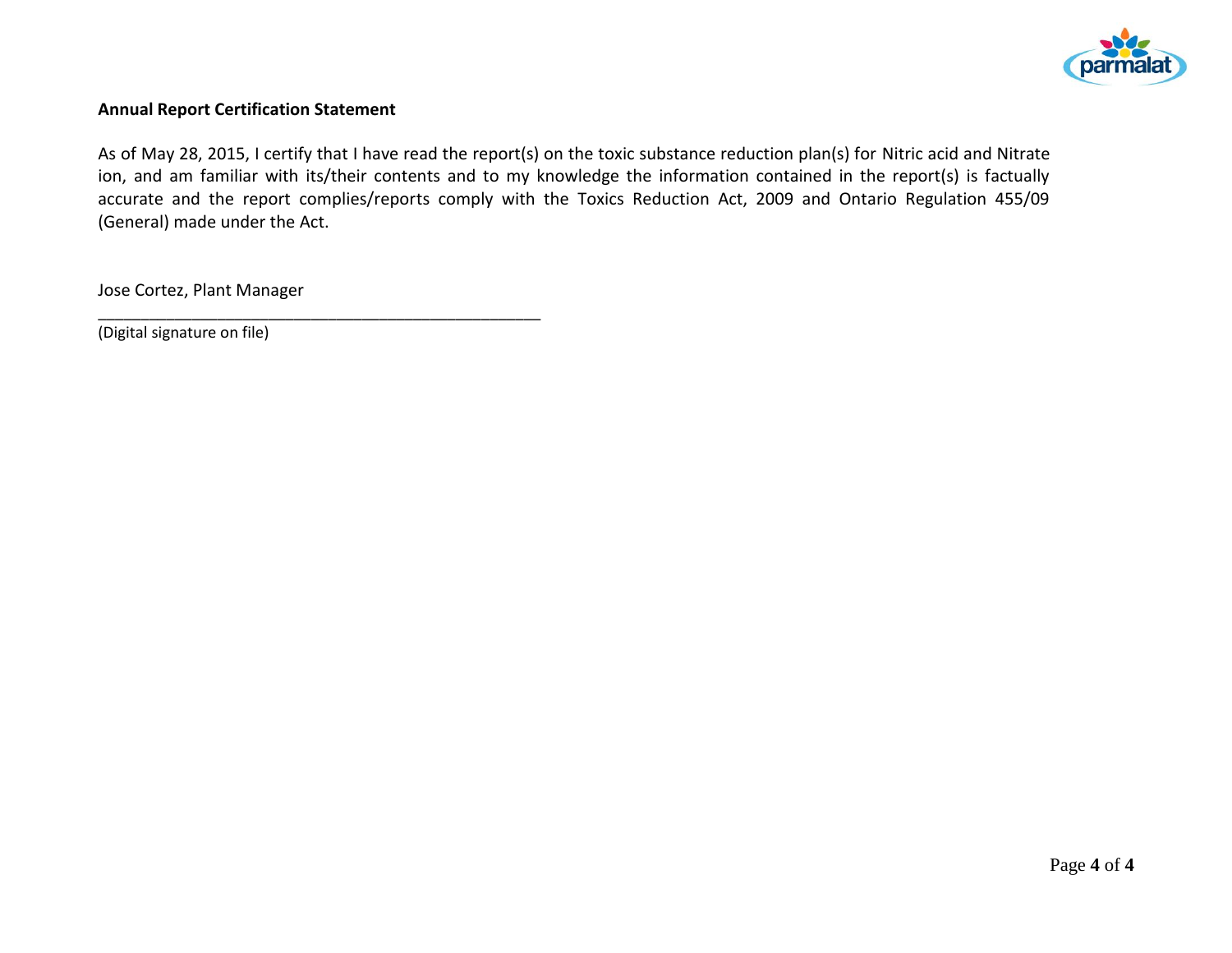**Annual Report Certification Statement**

As of May 28, 2015, I certify that I have read the report(s) on the toxic substance reduction plan(s) for Nitric acid and Nitrate ion, and am familiar with its/their contents and to my knowledge the information contained in the report(s) is factually accurate and the report complies/reports comply with the Toxics Reduction Act, 2009 and Ontario Regulation 455/09 (General) made under the Act.

Jose Cortez, Plant Manager

_______________________________________________

(Digital signature on file)